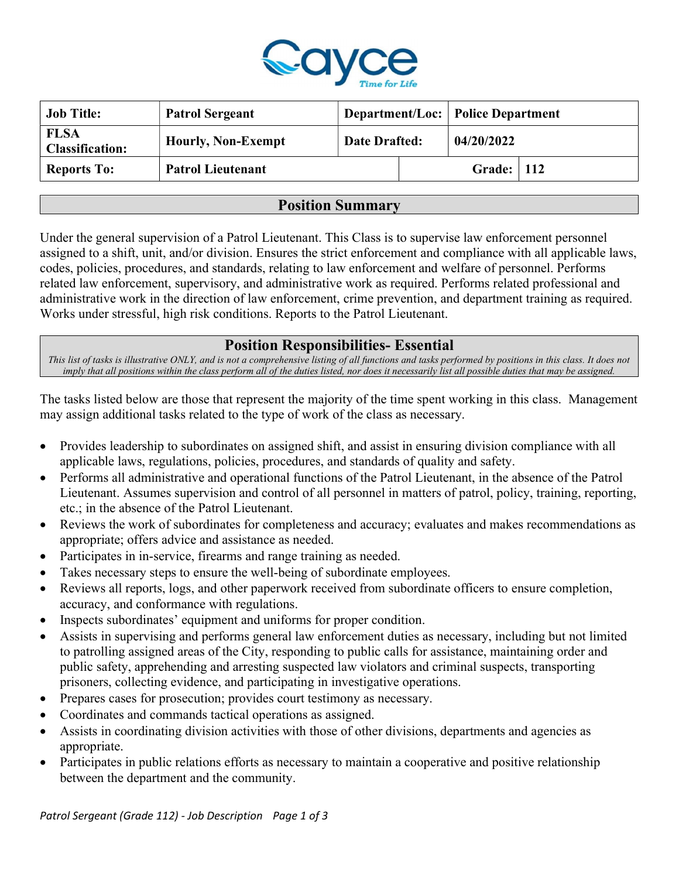| Job Title: | Patrol Sergeant | Department/Loc: | Police Department |
|---|---|---|---|
| FLSA Classification: | Hourly, Non-Exempt | Date Drafted: | 04/20/2022 |
| Reports To: | Patrol Lieutenant | Grade: | 112 |

## Position Summary

Under the general supervision of a Patrol Lieutenant. This Class is to supervise law enforcement personnel assigned to a shift, unit, and/or division. Ensures the strict enforcement and compliance with all applicable laws, codes, policies, procedures, and standards, relating to law enforcement and welfare of personnel. Performs related law enforcement, supervisory, and administrative work as required. Performs related professional and administrative work in the direction of law enforcement, crime prevention, and department training as required. Works under stressful, high risk conditions. Reports to the Patrol Lieutenant.

## Position Responsibilities- Essential

*This list of tasks is illustrative ONLY, and is not a comprehensive listing of all functions and tasks performed by positions in this class. It does not imply that all positions within the class perform all of the duties listed, nor does it necessarily list all possible duties that may be assigned.*

The tasks listed below are those that represent the majority of the time spent working in this class. Management may assign additional tasks related to the type of work of the class as necessary.

- Provides leadership to subordinates on assigned shift, and assist in ensuring division compliance with all applicable laws, regulations, policies, procedures, and standards of quality and safety.
- Performs all administrative and operational functions of the Patrol Lieutenant, in the absence of the Patrol Lieutenant. Assumes supervision and control of all personnel in matters of patrol, policy, training, reporting, etc.; in the absence of the Patrol Lieutenant.
- Reviews the work of subordinates for completeness and accuracy; evaluates and makes recommendations as appropriate; offers advice and assistance as needed.
- Participates in in-service, firearms and range training as needed.
- Takes necessary steps to ensure the well-being of subordinate employees.
- Reviews all reports, logs, and other paperwork received from subordinate officers to ensure completion, accuracy, and conformance with regulations.
- Inspects subordinates' equipment and uniforms for proper condition.
- Assists in supervising and performs general law enforcement duties as necessary, including but not limited to patrolling assigned areas of the City, responding to public calls for assistance, maintaining order and public safety, apprehending and arresting suspected law violators and criminal suspects, transporting prisoners, collecting evidence, and participating in investigative operations.
- Prepares cases for prosecution; provides court testimony as necessary.
- Coordinates and commands tactical operations as assigned.
- Assists in coordinating division activities with those of other divisions, departments and agencies as appropriate.
- Participates in public relations efforts as necessary to maintain a cooperative and positive relationship between the department and the community.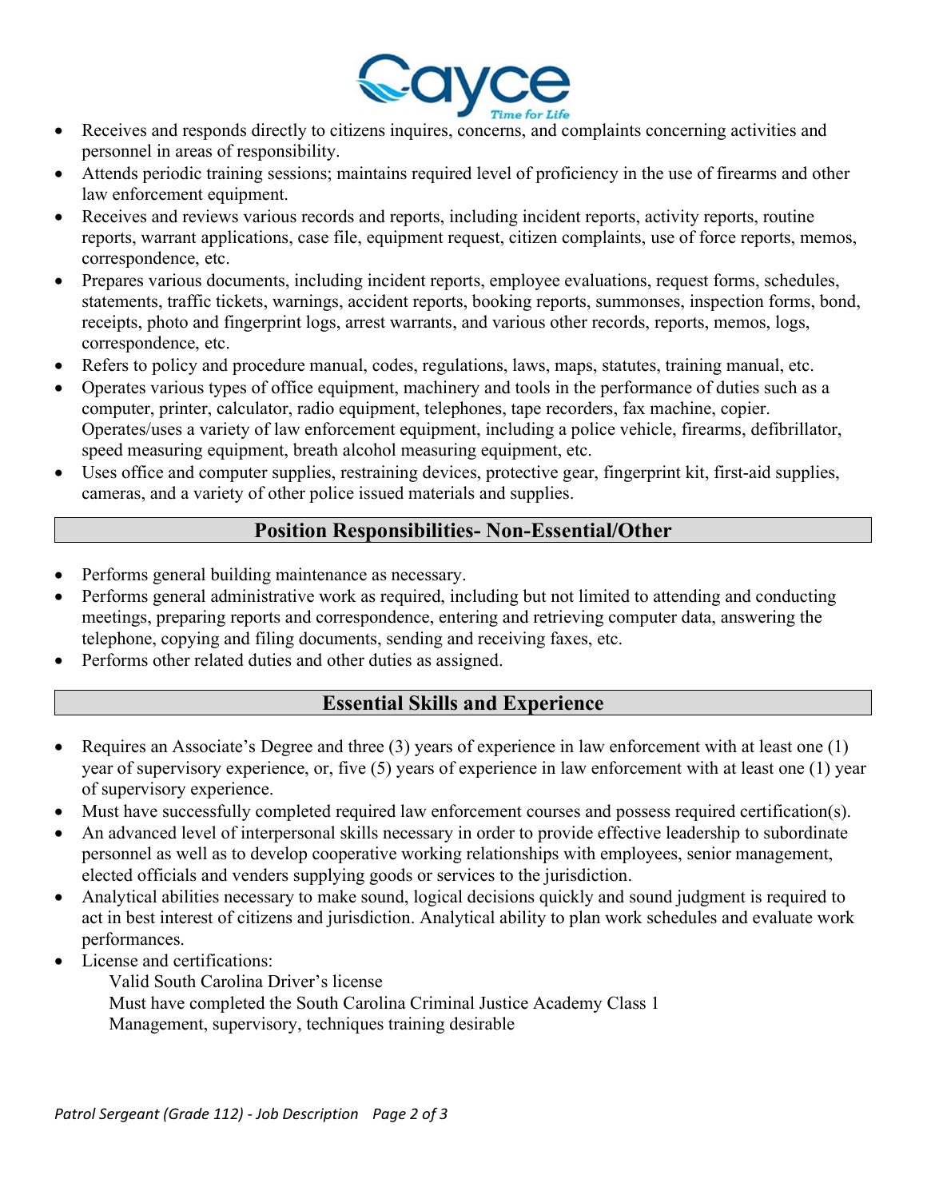- Receives and responds directly to citizens inquires, concerns, and complaints concerning activities and personnel in areas of responsibility.
- Attends periodic training sessions; maintains required level of proficiency in the use of firearms and other law enforcement equipment.
- Receives and reviews various records and reports, including incident reports, activity reports, routine reports, warrant applications, case file, equipment request, citizen complaints, use of force reports, memos, correspondence, etc.
- Prepares various documents, including incident reports, employee evaluations, request forms, schedules, statements, traffic tickets, warnings, accident reports, booking reports, summonses, inspection forms, bond, receipts, photo and fingerprint logs, arrest warrants, and various other records, reports, memos, logs, correspondence, etc.
- Refers to policy and procedure manual, codes, regulations, laws, maps, statutes, training manual, etc.
- Operates various types of office equipment, machinery and tools in the performance of duties such as a computer, printer, calculator, radio equipment, telephones, tape recorders, fax machine, copier. Operates/uses a variety of law enforcement equipment, including a police vehicle, firearms, defibrillator, speed measuring equipment, breath alcohol measuring equipment, etc.
- Uses office and computer supplies, restraining devices, protective gear, fingerprint kit, first-aid supplies, cameras, and a variety of other police issued materials and supplies.

## Position Responsibilities- Non-Essential/Other

- Performs general building maintenance as necessary.
- Performs general administrative work as required, including but not limited to attending and conducting meetings, preparing reports and correspondence, entering and retrieving computer data, answering the telephone, copying and filing documents, sending and receiving faxes, etc.
- Performs other related duties and other duties as assigned.

## Essential Skills and Experience

- Requires an Associate's Degree and three (3) years of experience in law enforcement with at least one (1) year of supervisory experience, or, five (5) years of experience in law enforcement with at least one (1) year of supervisory experience.
- Must have successfully completed required law enforcement courses and possess required certification(s).
- An advanced level of interpersonal skills necessary in order to provide effective leadership to subordinate personnel as well as to develop cooperative working relationships with employees, senior management, elected officials and venders supplying goods or services to the jurisdiction.
- Analytical abilities necessary to make sound, logical decisions quickly and sound judgment is required to act in best interest of citizens and jurisdiction. Analytical ability to plan work schedules and evaluate work performances.
- License and certifications:
  Valid South Carolina Driver's license
  Must have completed the South Carolina Criminal Justice Academy Class 1
  Management, supervisory, techniques training desirable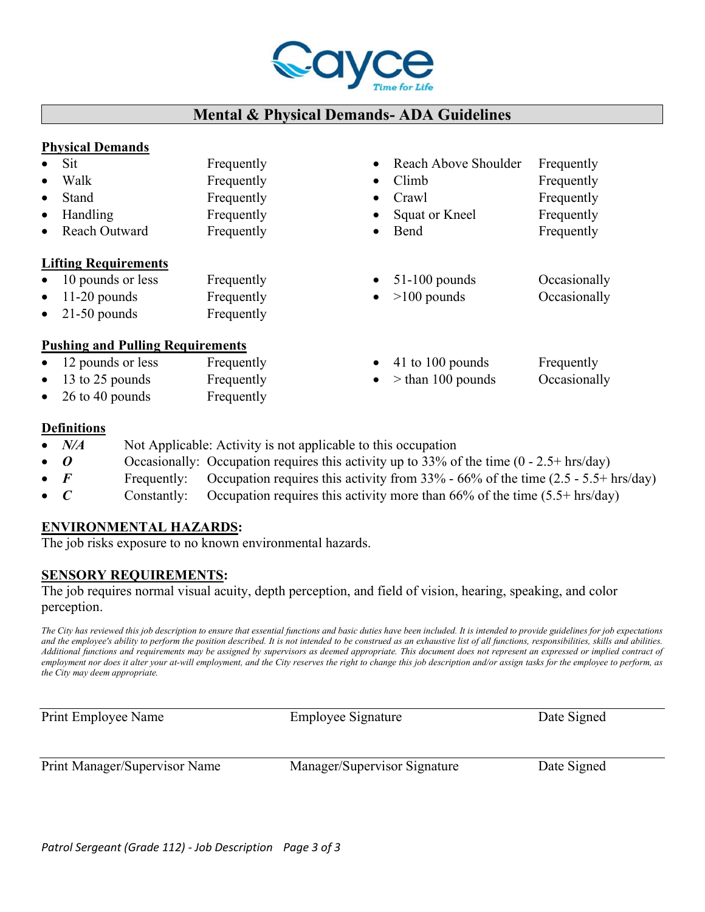## Mental & Physical Demands- ADA Guidelines

**Physical Demands**

- Sit Frequently
- Walk Frequently
- Stand Frequently
- Handling Frequently
- Reach Outward Frequently
- Reach Above Shoulder Frequently
- Climb Frequently
- Crawl Frequently
- Squat or Kneel Frequently
- Bend Frequently

**Lifting Requirements**

- 10 pounds or less Frequently
- 11-20 pounds Frequently
- 21-50 pounds Frequently
- 51-100 pounds Occasionally
- >100 pounds Occasionally

**Pushing and Pulling Requirements**

- 12 pounds or less Frequently
- 13 to 25 pounds Frequently
- 26 to 40 pounds Frequently
- 41 to 100 pounds Frequently
- > than 100 pounds Occasionally

**Definitions**

- ***N/A*** Not Applicable: Activity is not applicable to this occupation
- ***O*** Occasionally: Occupation requires this activity up to 33% of the time (0 - 2.5+ hrs/day)
- ***F*** Frequently: Occupation requires this activity from 33% - 66% of the time (2.5 - 5.5+ hrs/day)
- ***C*** Constantly: Occupation requires this activity more than 66% of the time (5.5+ hrs/day)

**ENVIRONMENTAL HAZARDS:**
The job risks exposure to no known environmental hazards.

**SENSORY REQUIREMENTS:**
The job requires normal visual acuity, depth perception, and field of vision, hearing, speaking, and color perception.

*The City has reviewed this job description to ensure that essential functions and basic duties have been included. It is intended to provide guidelines for job expectations and the employee's ability to perform the position described. It is not intended to be construed as an exhaustive list of all functions, responsibilities, skills and abilities. Additional functions and requirements may be assigned by supervisors as deemed appropriate. This document does not represent an expressed or implied contract of employment nor does it alter your at-will employment, and the City reserves the right to change this job description and/or assign tasks for the employee to perform, as the City may deem appropriate.*

| | | |
|---|---|---|
| Print Employee Name | Employee Signature | Date Signed |
| Print Manager/Supervisor Name | Manager/Supervisor Signature | Date Signed |

*Patrol Sergeant (Grade 112) - Job Description*